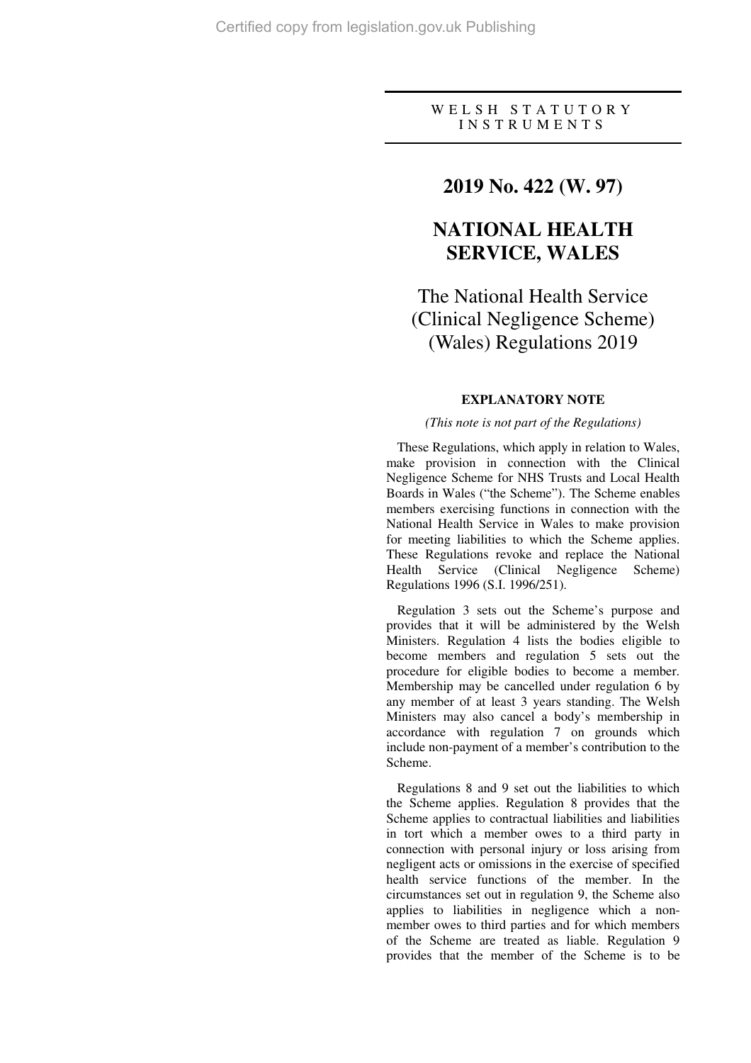WELSH STATUTORY INSTRUMENTS

# 2019 No. 422 (W. 97)

# NATIONAL HEALTH SERVICE, WALES

## The National Health Service (Clinical Negligence Scheme) (Wales) Regulations 2019

### EXPLANATORY NOTE

*(This note is not part of the Regulations)*

These Regulations, which apply in relation to Wales, make provision in connection with the Clinical Negligence Scheme for NHS Trusts and Local Health Boards in Wales ("the Scheme"). The Scheme enables members exercising functions in connection with the National Health Service in Wales to make provision for meeting liabilities to which the Scheme applies. These Regulations revoke and replace the National Health Service (Clinical Negligence Scheme) Regulations 1996 (S.I. 1996/251).

Regulation 3 sets out the Scheme's purpose and provides that it will be administered by the Welsh Ministers. Regulation 4 lists the bodies eligible to become members and regulation 5 sets out the procedure for eligible bodies to become a member. Membership may be cancelled under regulation 6 by any member of at least 3 years standing. The Welsh Ministers may also cancel a body's membership in accordance with regulation 7 on grounds which include non-payment of a member's contribution to the Scheme.

Regulations 8 and 9 set out the liabilities to which the Scheme applies. Regulation 8 provides that the Scheme applies to contractual liabilities and liabilities in tort which a member owes to a third party in connection with personal injury or loss arising from negligent acts or omissions in the exercise of specified health service functions of the member. In the circumstances set out in regulation 9, the Scheme also applies to liabilities in negligence which a non-member owes to third parties and for which members of the Scheme are treated as liable. Regulation 9 provides that the member of the Scheme is to be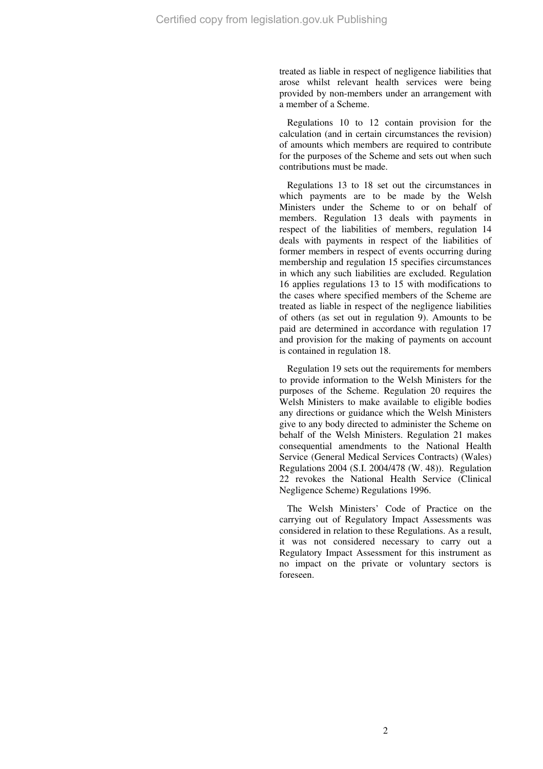treated as liable in respect of negligence liabilities that arose whilst relevant health services were being provided by non-members under an arrangement with a member of a Scheme.

Regulations 10 to 12 contain provision for the calculation (and in certain circumstances the revision) of amounts which members are required to contribute for the purposes of the Scheme and sets out when such contributions must be made.

Regulations 13 to 18 set out the circumstances in which payments are to be made by the Welsh Ministers under the Scheme to or on behalf of members. Regulation 13 deals with payments in respect of the liabilities of members, regulation 14 deals with payments in respect of the liabilities of former members in respect of events occurring during membership and regulation 15 specifies circumstances in which any such liabilities are excluded. Regulation 16 applies regulations 13 to 15 with modifications to the cases where specified members of the Scheme are treated as liable in respect of the negligence liabilities of others (as set out in regulation 9). Amounts to be paid are determined in accordance with regulation 17 and provision for the making of payments on account is contained in regulation 18.

Regulation 19 sets out the requirements for members to provide information to the Welsh Ministers for the purposes of the Scheme. Regulation 20 requires the Welsh Ministers to make available to eligible bodies any directions or guidance which the Welsh Ministers give to any body directed to administer the Scheme on behalf of the Welsh Ministers. Regulation 21 makes consequential amendments to the National Health Service (General Medical Services Contracts) (Wales) Regulations 2004 (S.I. 2004/478 (W. 48)). Regulation 22 revokes the National Health Service (Clinical Negligence Scheme) Regulations 1996.

The Welsh Ministers' Code of Practice on the carrying out of Regulatory Impact Assessments was considered in relation to these Regulations. As a result, it was not considered necessary to carry out a Regulatory Impact Assessment for this instrument as no impact on the private or voluntary sectors is foreseen.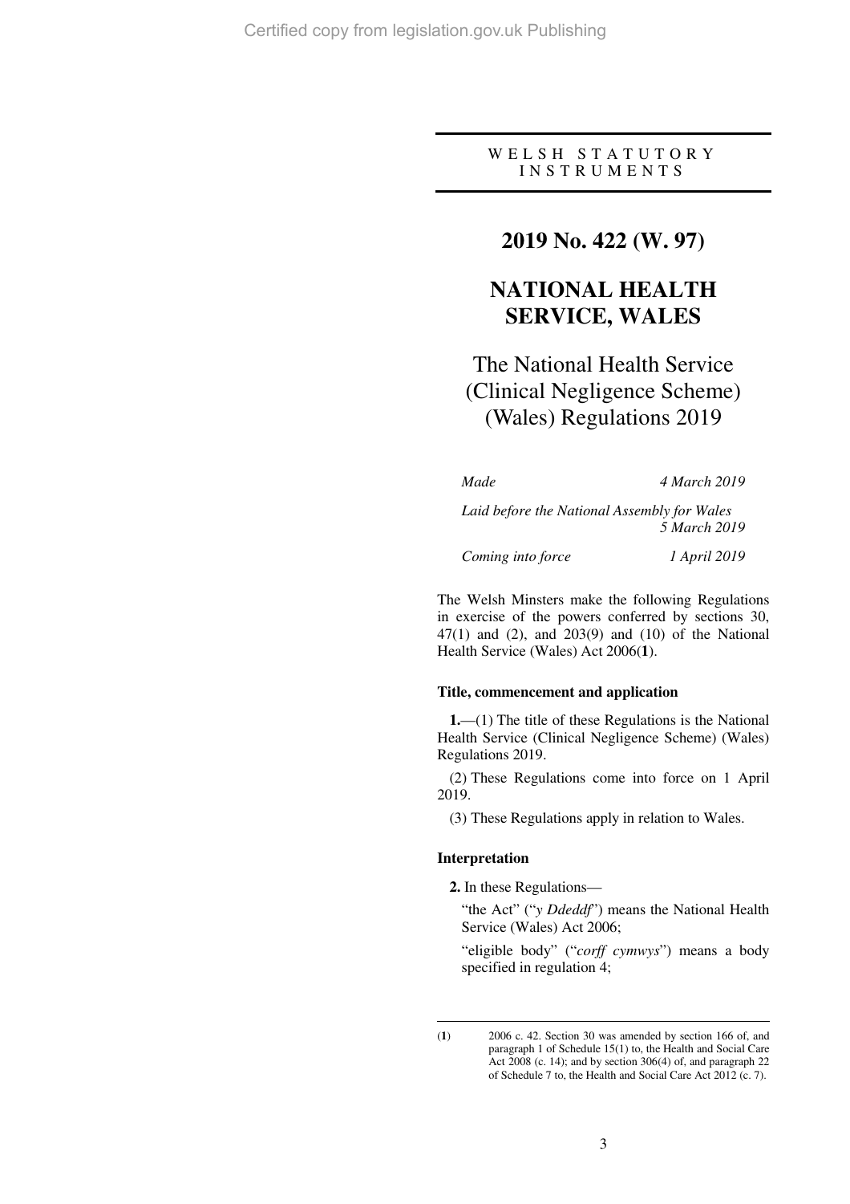WELSH STATUTORY INSTRUMENTS

# 2019 No. 422 (W. 97)

# NATIONAL HEALTH SERVICE, WALES

## The National Health Service (Clinical Negligence Scheme) (Wales) Regulations 2019

*Made* 4 March 2019

*Laid before the National Assembly for Wales* 5 March 2019

*Coming into force* 1 April 2019

The Welsh Minsters make the following Regulations in exercise of the powers conferred by sections 30, 47(1) and (2), and 203(9) and (10) of the National Health Service (Wales) Act 2006(**1**).

### Title, commencement and application

**1.**—(1) The title of these Regulations is the National Health Service (Clinical Negligence Scheme) (Wales) Regulations 2019.

(2) These Regulations come into force on 1 April 2019.

(3) These Regulations apply in relation to Wales.

### Interpretation

**2.** In these Regulations—

"the Act" ("*y Ddeddf*") means the National Health Service (Wales) Act 2006;

"eligible body" ("*corff cymwys*") means a body specified in regulation 4;

(**1**) 2006 c. 42. Section 30 was amended by section 166 of, and paragraph 1 of Schedule 15(1) to, the Health and Social Care Act 2008 (c. 14); and by section 306(4) of, and paragraph 22 of Schedule 7 to, the Health and Social Care Act 2012 (c. 7).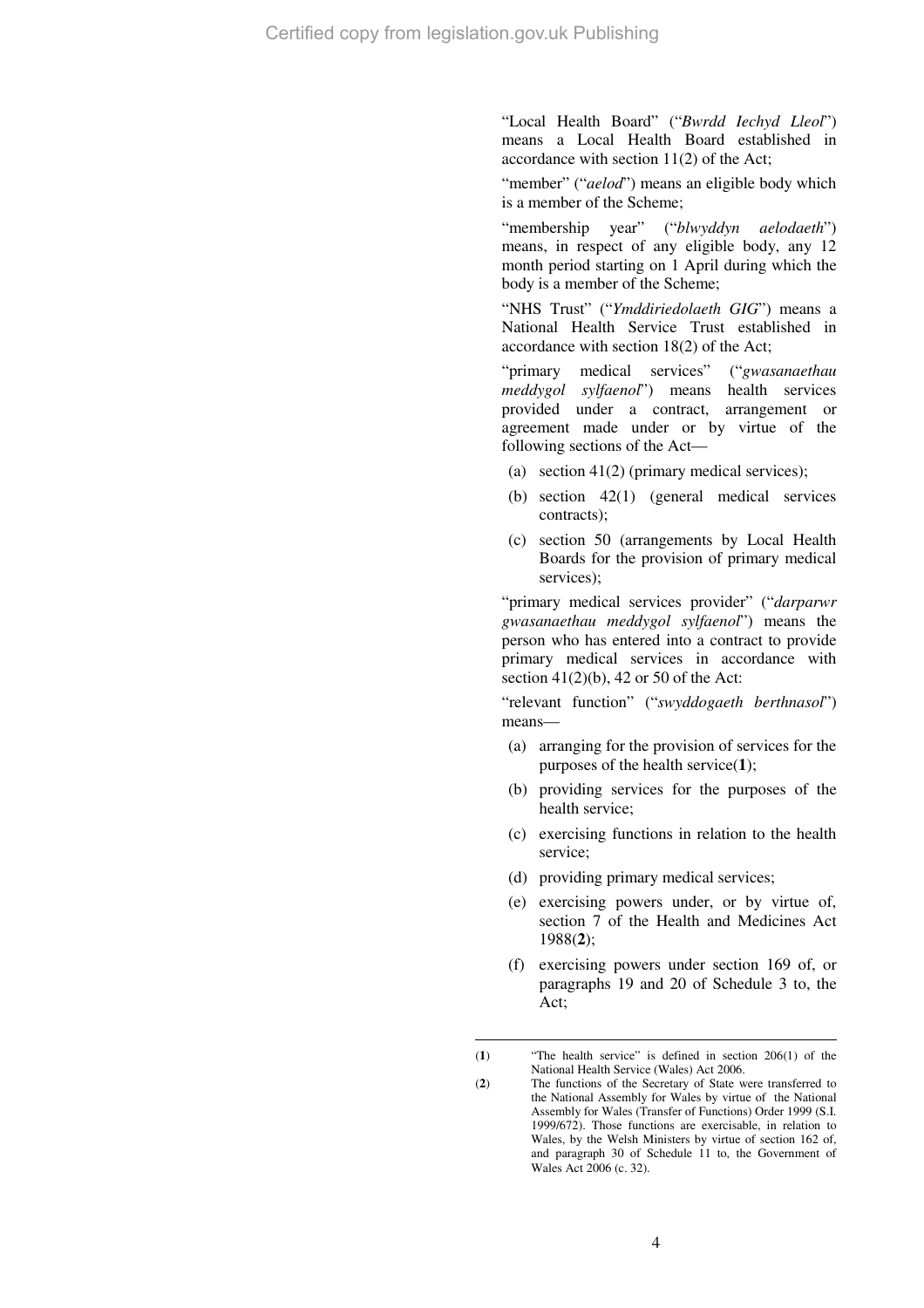"Local Health Board" ("*Bwrdd Iechyd Lleol*") means a Local Health Board established in accordance with section 11(2) of the Act;

"member" ("*aelod*") means an eligible body which is a member of the Scheme;

"membership year" ("*blwyddyn aelodaeth*") means, in respect of any eligible body, any 12 month period starting on 1 April during which the body is a member of the Scheme;

"NHS Trust" ("*Ymddiriedolaeth GIG*") means a National Health Service Trust established in accordance with section 18(2) of the Act;

"primary medical services" ("*gwasanaethau meddygol sylfaenol*") means health services provided under a contract, arrangement or agreement made under or by virtue of the following sections of the Act—

(a) section 41(2) (primary medical services);

(b) section 42(1) (general medical services contracts);

(c) section 50 (arrangements by Local Health Boards for the provision of primary medical services);

"primary medical services provider" ("*darparwr gwasanaethau meddygol sylfaenol*") means the person who has entered into a contract to provide primary medical services in accordance with section 41(2)(b), 42 or 50 of the Act:

"relevant function" ("*swyddogaeth berthnasol*") means—

(a) arranging for the provision of services for the purposes of the health service(**1**);

(b) providing services for the purposes of the health service;

(c) exercising functions in relation to the health service;

(d) providing primary medical services;

(e) exercising powers under, or by virtue of, section 7 of the Health and Medicines Act 1988(**2**);

(f) exercising powers under section 169 of, or paragraphs 19 and 20 of Schedule 3 to, the Act;

---

(**1**) "The health service" is defined in section 206(1) of the National Health Service (Wales) Act 2006.

(**2**) The functions of the Secretary of State were transferred to the National Assembly for Wales by virtue of the National Assembly for Wales (Transfer of Functions) Order 1999 (S.I. 1999/672). Those functions are exercisable, in relation to Wales, by the Welsh Ministers by virtue of section 162 of, and paragraph 30 of Schedule 11 to, the Government of Wales Act 2006 (c. 32).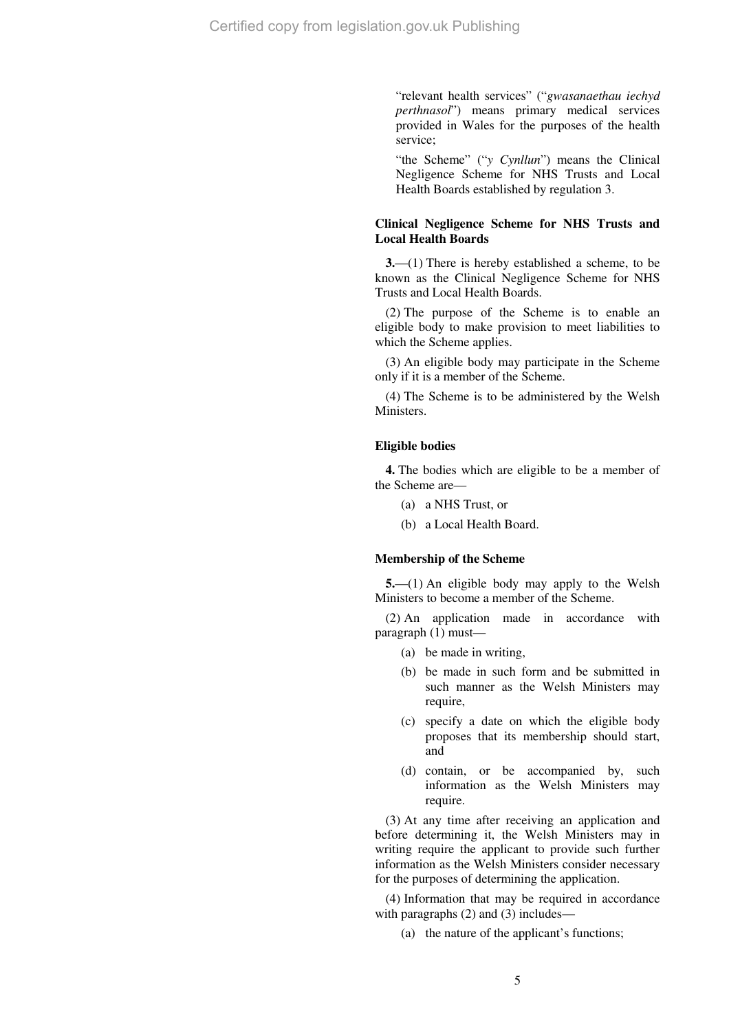"relevant health services" ("*gwasanaethau iechyd perthnasol*") means primary medical services provided in Wales for the purposes of the health service;

"the Scheme" ("*y Cynllun*") means the Clinical Negligence Scheme for NHS Trusts and Local Health Boards established by regulation 3.

### Clinical Negligence Scheme for NHS Trusts and Local Health Boards

**3.**—(1) There is hereby established a scheme, to be known as the Clinical Negligence Scheme for NHS Trusts and Local Health Boards.

(2) The purpose of the Scheme is to enable an eligible body to make provision to meet liabilities to which the Scheme applies.

(3) An eligible body may participate in the Scheme only if it is a member of the Scheme.

(4) The Scheme is to be administered by the Welsh Ministers.

### Eligible bodies

**4.** The bodies which are eligible to be a member of the Scheme are—

(a) a NHS Trust, or

(b) a Local Health Board.

### Membership of the Scheme

**5.**—(1) An eligible body may apply to the Welsh Ministers to become a member of the Scheme.

(2) An application made in accordance with paragraph (1) must—

(a) be made in writing,

(b) be made in such form and be submitted in such manner as the Welsh Ministers may require,

(c) specify a date on which the eligible body proposes that its membership should start, and

(d) contain, or be accompanied by, such information as the Welsh Ministers may require.

(3) At any time after receiving an application and before determining it, the Welsh Ministers may in writing require the applicant to provide such further information as the Welsh Ministers consider necessary for the purposes of determining the application.

(4) Information that may be required in accordance with paragraphs (2) and (3) includes—

(a) the nature of the applicant's functions;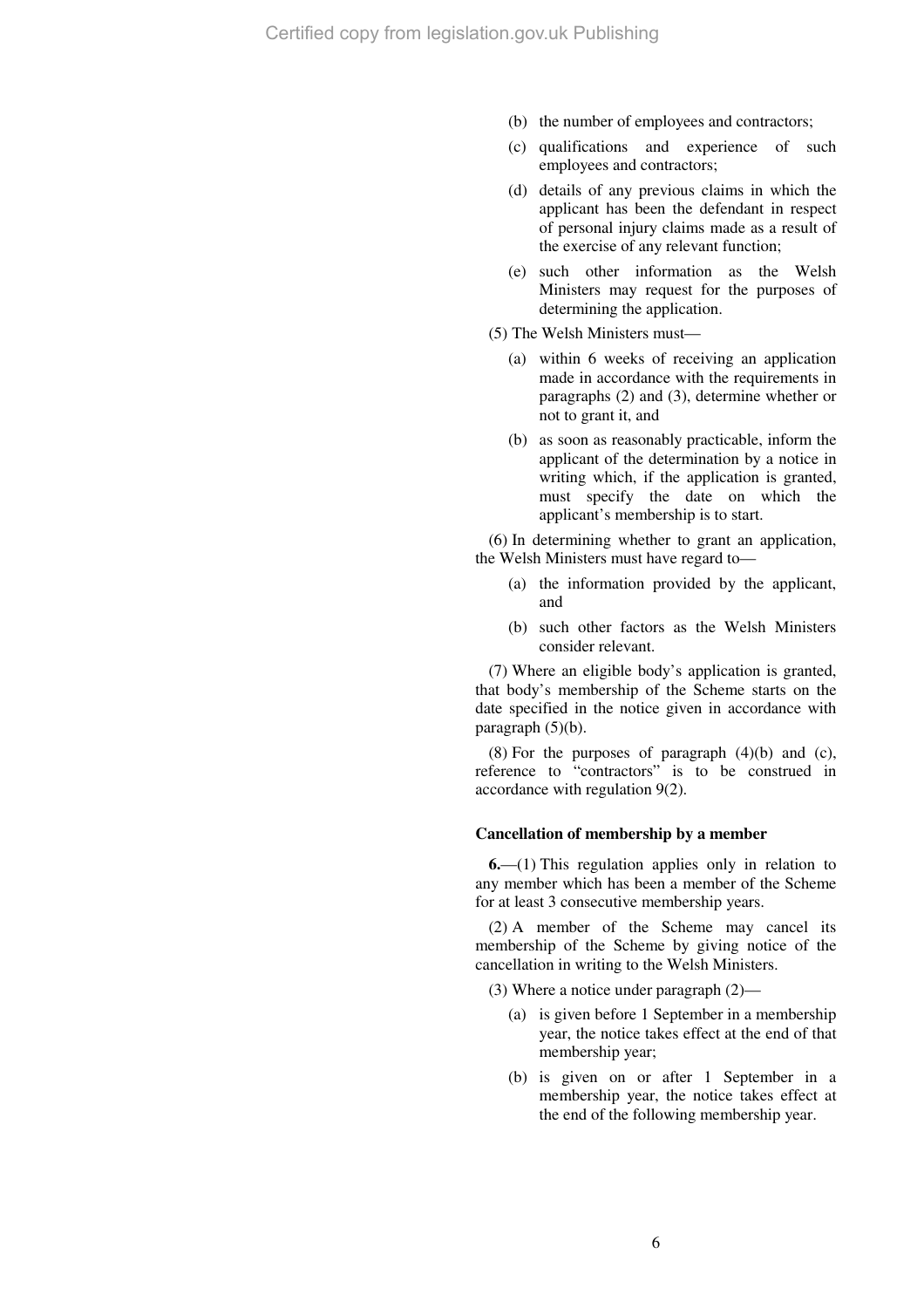(b) the number of employees and contractors;

(c) qualifications and experience of such employees and contractors;

(d) details of any previous claims in which the applicant has been the defendant in respect of personal injury claims made as a result of the exercise of any relevant function;

(e) such other information as the Welsh Ministers may request for the purposes of determining the application.

(5) The Welsh Ministers must—

(a) within 6 weeks of receiving an application made in accordance with the requirements in paragraphs (2) and (3), determine whether or not to grant it, and

(b) as soon as reasonably practicable, inform the applicant of the determination by a notice in writing which, if the application is granted, must specify the date on which the applicant's membership is to start.

(6) In determining whether to grant an application, the Welsh Ministers must have regard to—

(a) the information provided by the applicant, and

(b) such other factors as the Welsh Ministers consider relevant.

(7) Where an eligible body's application is granted, that body's membership of the Scheme starts on the date specified in the notice given in accordance with paragraph (5)(b).

(8) For the purposes of paragraph (4)(b) and (c), reference to "contractors" is to be construed in accordance with regulation 9(2).

**Cancellation of membership by a member**

**6.**—(1) This regulation applies only in relation to any member which has been a member of the Scheme for at least 3 consecutive membership years.

(2) A member of the Scheme may cancel its membership of the Scheme by giving notice of the cancellation in writing to the Welsh Ministers.

(3) Where a notice under paragraph (2)—

(a) is given before 1 September in a membership year, the notice takes effect at the end of that membership year;

(b) is given on or after 1 September in a membership year, the notice takes effect at the end of the following membership year.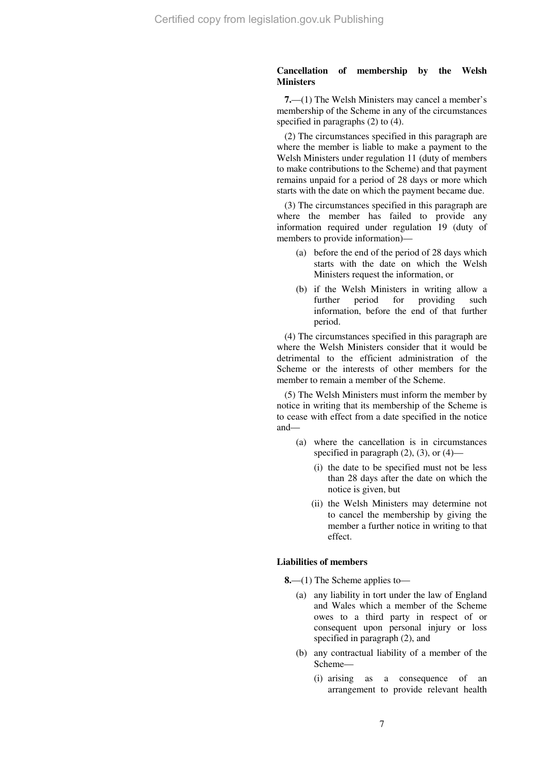**Cancellation of membership by the Welsh Ministers**

**7.**—(1) The Welsh Ministers may cancel a member's membership of the Scheme in any of the circumstances specified in paragraphs (2) to (4).

(2) The circumstances specified in this paragraph are where the member is liable to make a payment to the Welsh Ministers under regulation 11 (duty of members to make contributions to the Scheme) and that payment remains unpaid for a period of 28 days or more which starts with the date on which the payment became due.

(3) The circumstances specified in this paragraph are where the member has failed to provide any information required under regulation 19 (duty of members to provide information)—

(a) before the end of the period of 28 days which starts with the date on which the Welsh Ministers request the information, or

(b) if the Welsh Ministers in writing allow a further period for providing such information, before the end of that further period.

(4) The circumstances specified in this paragraph are where the Welsh Ministers consider that it would be detrimental to the efficient administration of the Scheme or the interests of other members for the member to remain a member of the Scheme.

(5) The Welsh Ministers must inform the member by notice in writing that its membership of the Scheme is to cease with effect from a date specified in the notice and—

(a) where the cancellation is in circumstances specified in paragraph (2), (3), or (4)—

(i) the date to be specified must not be less than 28 days after the date on which the notice is given, but

(ii) the Welsh Ministers may determine not to cancel the membership by giving the member a further notice in writing to that effect.

**Liabilities of members**

**8.**—(1) The Scheme applies to—

(a) any liability in tort under the law of England and Wales which a member of the Scheme owes to a third party in respect of or consequent upon personal injury or loss specified in paragraph (2), and

(b) any contractual liability of a member of the Scheme—

(i) arising as a consequence of an arrangement to provide relevant health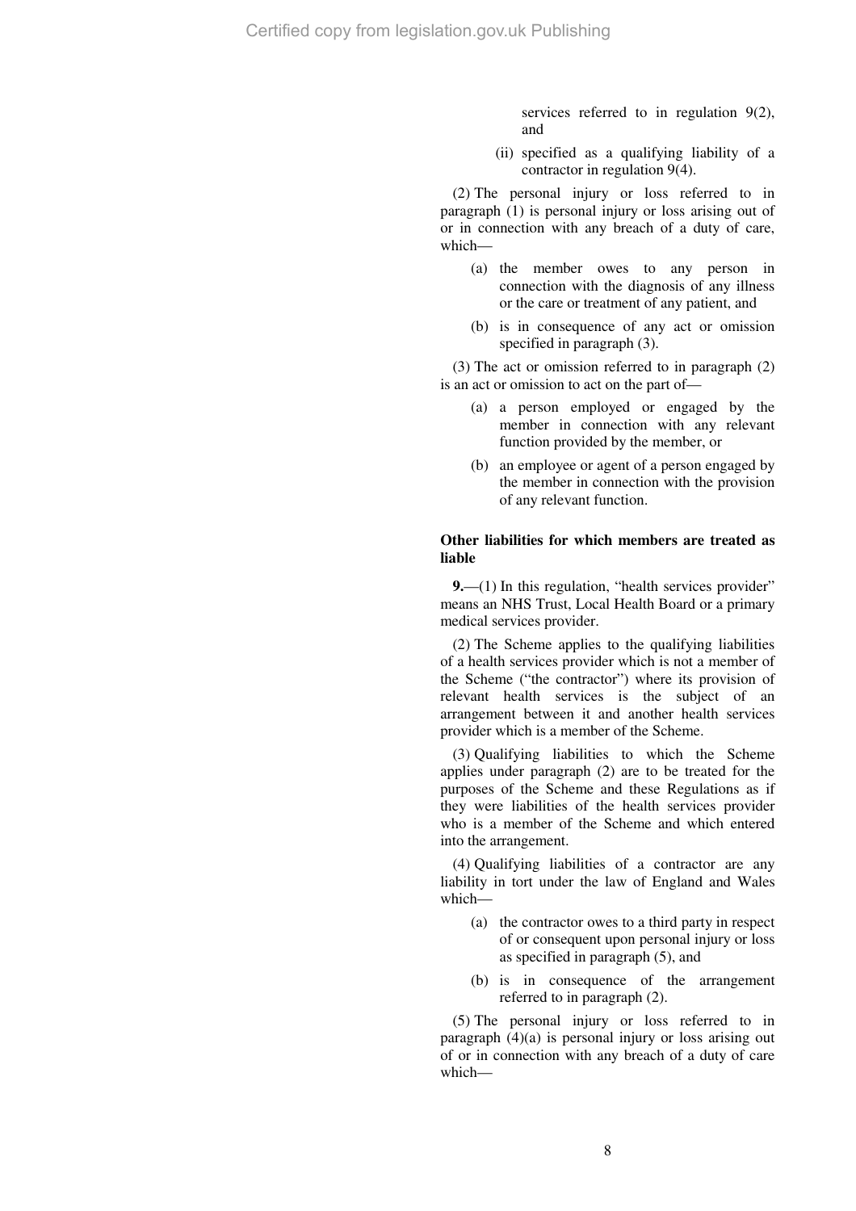services referred to in regulation 9(2), and

(ii) specified as a qualifying liability of a contractor in regulation 9(4).

(2) The personal injury or loss referred to in paragraph (1) is personal injury or loss arising out of or in connection with any breach of a duty of care, which—

(a) the member owes to any person in connection with the diagnosis of any illness or the care or treatment of any patient, and

(b) is in consequence of any act or omission specified in paragraph (3).

(3) The act or omission referred to in paragraph (2) is an act or omission to act on the part of—

(a) a person employed or engaged by the member in connection with any relevant function provided by the member, or

(b) an employee or agent of a person engaged by the member in connection with the provision of any relevant function.

**Other liabilities for which members are treated as liable**

**9.**—(1) In this regulation, "health services provider" means an NHS Trust, Local Health Board or a primary medical services provider.

(2) The Scheme applies to the qualifying liabilities of a health services provider which is not a member of the Scheme ("the contractor") where its provision of relevant health services is the subject of an arrangement between it and another health services provider which is a member of the Scheme.

(3) Qualifying liabilities to which the Scheme applies under paragraph (2) are to be treated for the purposes of the Scheme and these Regulations as if they were liabilities of the health services provider who is a member of the Scheme and which entered into the arrangement.

(4) Qualifying liabilities of a contractor are any liability in tort under the law of England and Wales which—

(a) the contractor owes to a third party in respect of or consequent upon personal injury or loss as specified in paragraph (5), and

(b) is in consequence of the arrangement referred to in paragraph (2).

(5) The personal injury or loss referred to in paragraph (4)(a) is personal injury or loss arising out of or in connection with any breach of a duty of care which—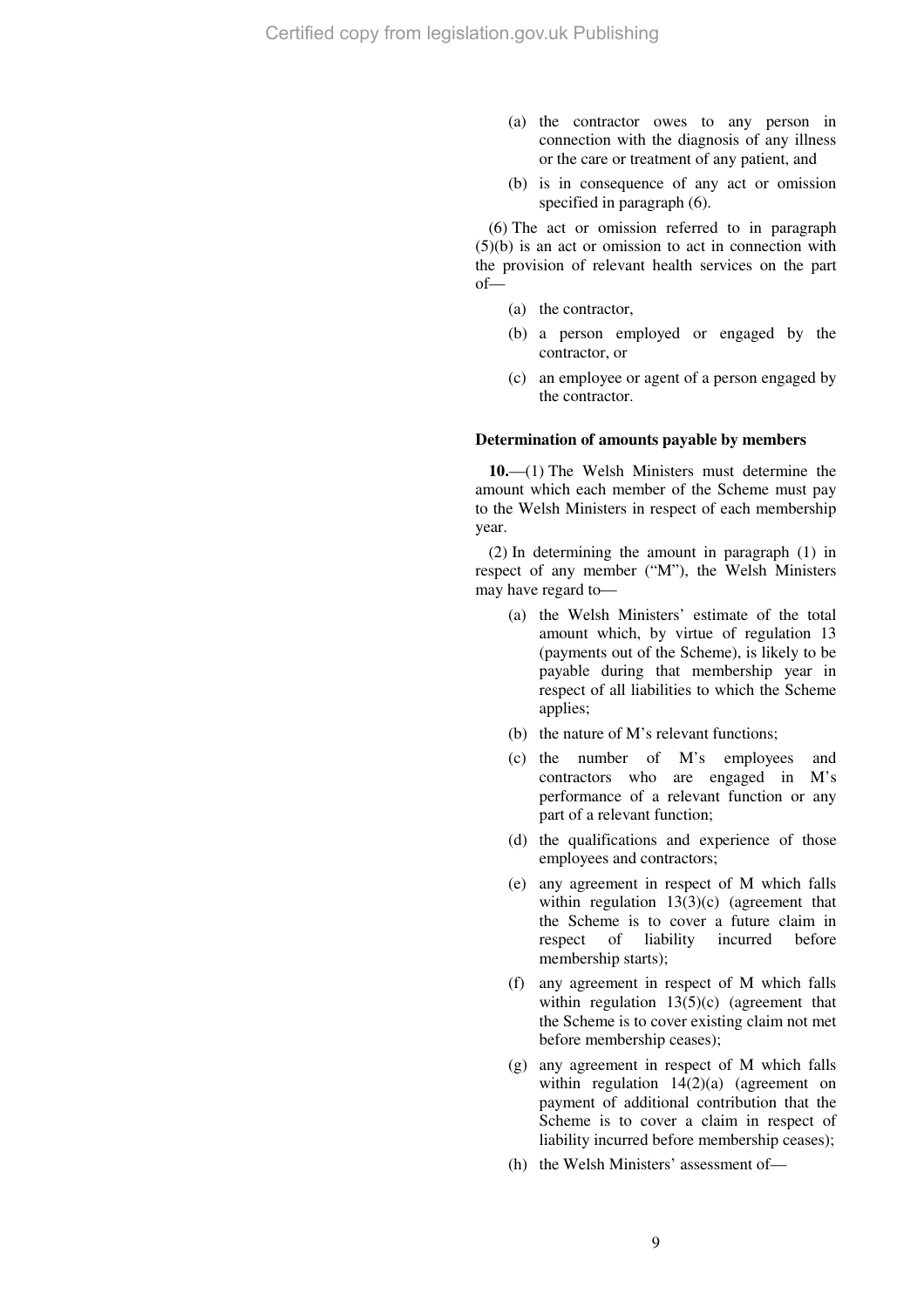(a) the contractor owes to any person in connection with the diagnosis of any illness or the care or treatment of any patient, and

(b) is in consequence of any act or omission specified in paragraph (6).

(6) The act or omission referred to in paragraph (5)(b) is an act or omission to act in connection with the provision of relevant health services on the part of—

(a) the contractor,

(b) a person employed or engaged by the contractor, or

(c) an employee or agent of a person engaged by the contractor.

**Determination of amounts payable by members**

**10.**—(1) The Welsh Ministers must determine the amount which each member of the Scheme must pay to the Welsh Ministers in respect of each membership year.

(2) In determining the amount in paragraph (1) in respect of any member ("M"), the Welsh Ministers may have regard to—

(a) the Welsh Ministers' estimate of the total amount which, by virtue of regulation 13 (payments out of the Scheme), is likely to be payable during that membership year in respect of all liabilities to which the Scheme applies;

(b) the nature of M's relevant functions;

(c) the number of M's employees and contractors who are engaged in M's performance of a relevant function or any part of a relevant function;

(d) the qualifications and experience of those employees and contractors;

(e) any agreement in respect of M which falls within regulation 13(3)(c) (agreement that the Scheme is to cover a future claim in respect of liability incurred before membership starts);

(f) any agreement in respect of M which falls within regulation 13(5)(c) (agreement that the Scheme is to cover existing claim not met before membership ceases);

(g) any agreement in respect of M which falls within regulation 14(2)(a) (agreement on payment of additional contribution that the Scheme is to cover a claim in respect of liability incurred before membership ceases);

(h) the Welsh Ministers' assessment of—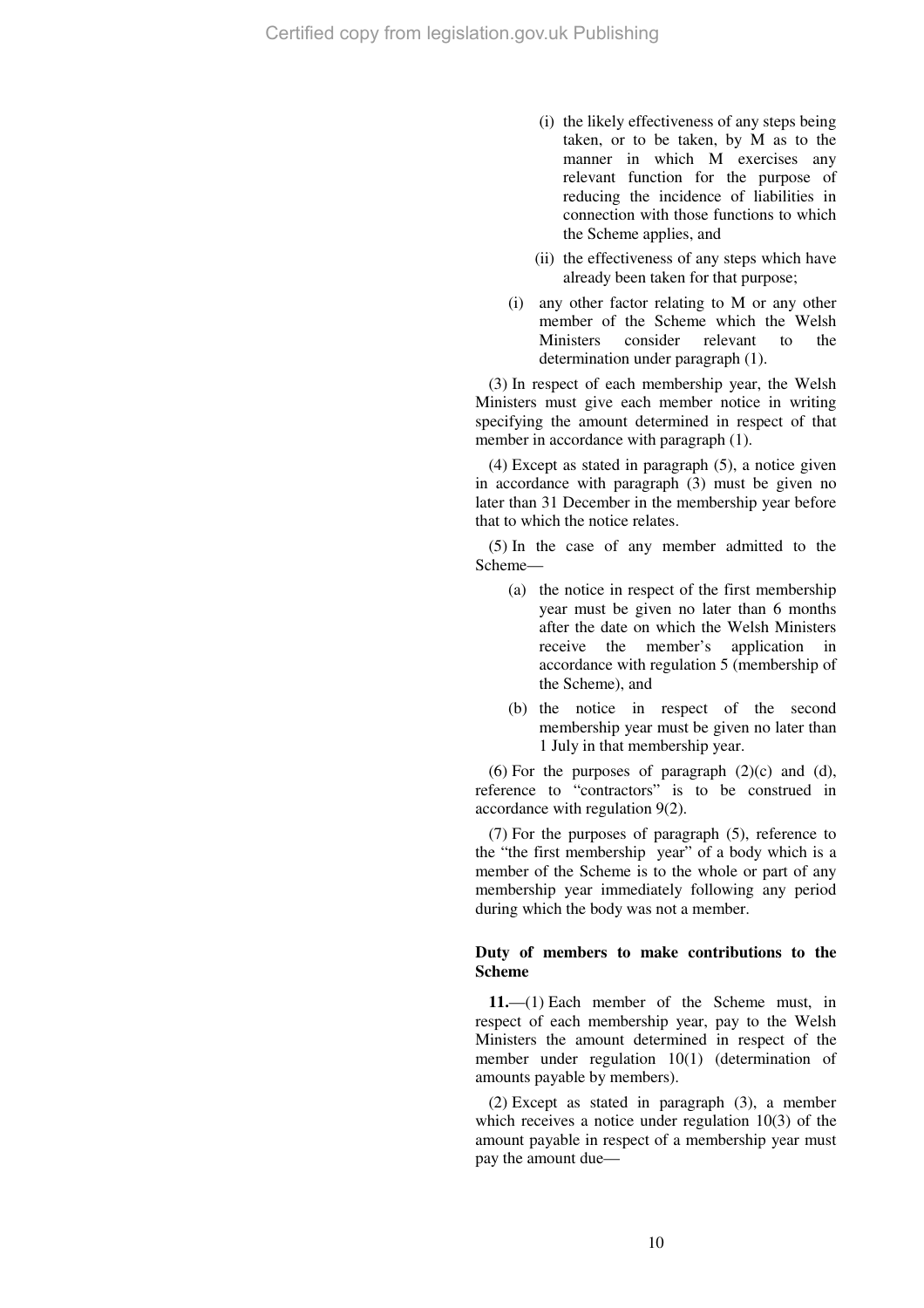(i) the likely effectiveness of any steps being taken, or to be taken, by M as to the manner in which M exercises any relevant function for the purpose of reducing the incidence of liabilities in connection with those functions to which the Scheme applies, and

(ii) the effectiveness of any steps which have already been taken for that purpose;

(i) any other factor relating to M or any other member of the Scheme which the Welsh Ministers consider relevant to the determination under paragraph (1).

(3) In respect of each membership year, the Welsh Ministers must give each member notice in writing specifying the amount determined in respect of that member in accordance with paragraph (1).

(4) Except as stated in paragraph (5), a notice given in accordance with paragraph (3) must be given no later than 31 December in the membership year before that to which the notice relates.

(5) In the case of any member admitted to the Scheme—

(a) the notice in respect of the first membership year must be given no later than 6 months after the date on which the Welsh Ministers receive the member's application in accordance with regulation 5 (membership of the Scheme), and

(b) the notice in respect of the second membership year must be given no later than 1 July in that membership year.

(6) For the purposes of paragraph (2)(c) and (d), reference to "contractors" is to be construed in accordance with regulation 9(2).

(7) For the purposes of paragraph (5), reference to the "the first membership year" of a body which is a member of the Scheme is to the whole or part of any membership year immediately following any period during which the body was not a member.

**Duty of members to make contributions to the Scheme**

**11.**—(1) Each member of the Scheme must, in respect of each membership year, pay to the Welsh Ministers the amount determined in respect of the member under regulation 10(1) (determination of amounts payable by members).

(2) Except as stated in paragraph (3), a member which receives a notice under regulation 10(3) of the amount payable in respect of a membership year must pay the amount due—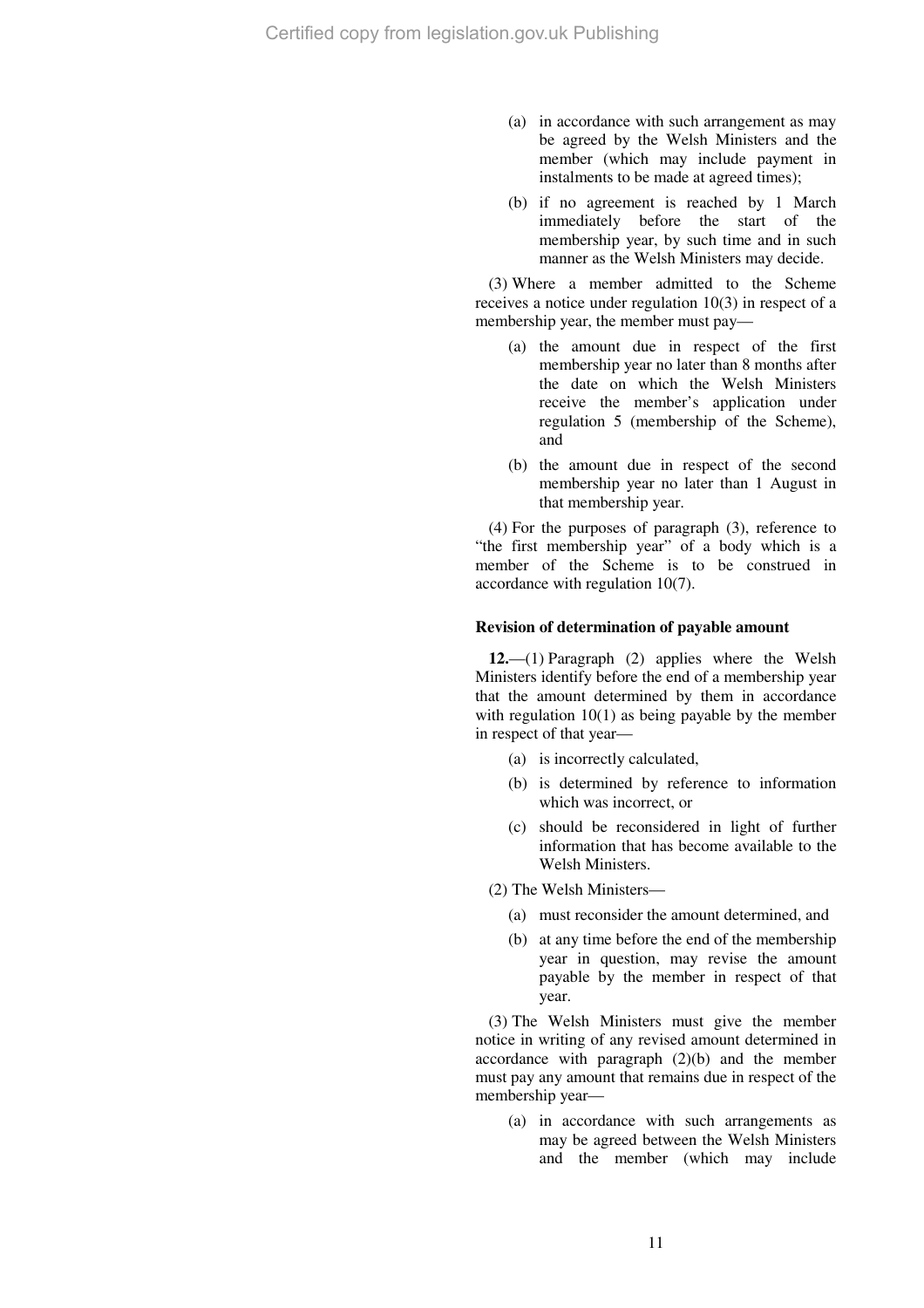(a) in accordance with such arrangement as may be agreed by the Welsh Ministers and the member (which may include payment in instalments to be made at agreed times);

(b) if no agreement is reached by 1 March immediately before the start of the membership year, by such time and in such manner as the Welsh Ministers may decide.

(3) Where a member admitted to the Scheme receives a notice under regulation 10(3) in respect of a membership year, the member must pay—

(a) the amount due in respect of the first membership year no later than 8 months after the date on which the Welsh Ministers receive the member's application under regulation 5 (membership of the Scheme), and

(b) the amount due in respect of the second membership year no later than 1 August in that membership year.

(4) For the purposes of paragraph (3), reference to "the first membership year" of a body which is a member of the Scheme is to be construed in accordance with regulation 10(7).

**Revision of determination of payable amount**

**12.**—(1) Paragraph (2) applies where the Welsh Ministers identify before the end of a membership year that the amount determined by them in accordance with regulation 10(1) as being payable by the member in respect of that year—

(a) is incorrectly calculated,

(b) is determined by reference to information which was incorrect, or

(c) should be reconsidered in light of further information that has become available to the Welsh Ministers.

(2) The Welsh Ministers—

(a) must reconsider the amount determined, and

(b) at any time before the end of the membership year in question, may revise the amount payable by the member in respect of that year.

(3) The Welsh Ministers must give the member notice in writing of any revised amount determined in accordance with paragraph (2)(b) and the member must pay any amount that remains due in respect of the membership year—

(a) in accordance with such arrangements as may be agreed between the Welsh Ministers and the member (which may include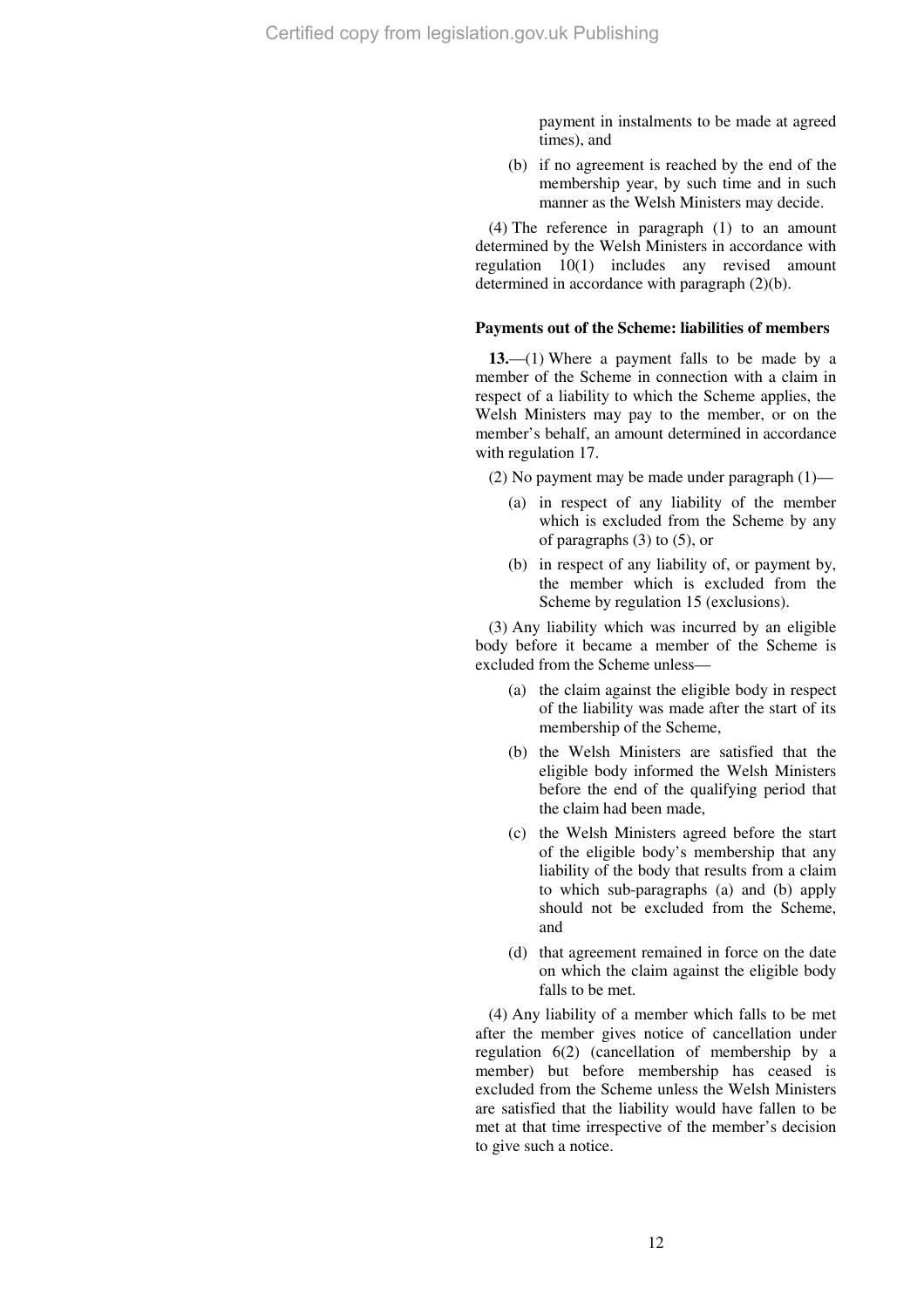payment in instalments to be made at agreed times), and

(b) if no agreement is reached by the end of the membership year, by such time and in such manner as the Welsh Ministers may decide.

(4) The reference in paragraph (1) to an amount determined by the Welsh Ministers in accordance with regulation 10(1) includes any revised amount determined in accordance with paragraph (2)(b).

**Payments out of the Scheme: liabilities of members**

**13.**—(1) Where a payment falls to be made by a member of the Scheme in connection with a claim in respect of a liability to which the Scheme applies, the Welsh Ministers may pay to the member, or on the member's behalf, an amount determined in accordance with regulation 17.

(2) No payment may be made under paragraph (1)—

(a) in respect of any liability of the member which is excluded from the Scheme by any of paragraphs (3) to (5), or

(b) in respect of any liability of, or payment by, the member which is excluded from the Scheme by regulation 15 (exclusions).

(3) Any liability which was incurred by an eligible body before it became a member of the Scheme is excluded from the Scheme unless—

(a) the claim against the eligible body in respect of the liability was made after the start of its membership of the Scheme,

(b) the Welsh Ministers are satisfied that the eligible body informed the Welsh Ministers before the end of the qualifying period that the claim had been made,

(c) the Welsh Ministers agreed before the start of the eligible body's membership that any liability of the body that results from a claim to which sub-paragraphs (a) and (b) apply should not be excluded from the Scheme, and

(d) that agreement remained in force on the date on which the claim against the eligible body falls to be met.

(4) Any liability of a member which falls to be met after the member gives notice of cancellation under regulation 6(2) (cancellation of membership by a member) but before membership has ceased is excluded from the Scheme unless the Welsh Ministers are satisfied that the liability would have fallen to be met at that time irrespective of the member's decision to give such a notice.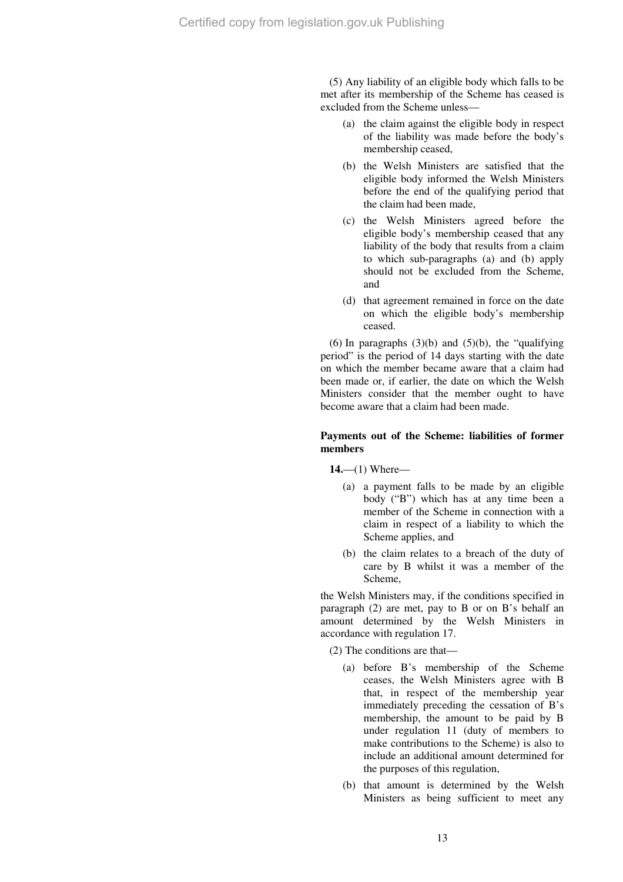(5) Any liability of an eligible body which falls to be met after its membership of the Scheme has ceased is excluded from the Scheme unless—

(a) the claim against the eligible body in respect of the liability was made before the body's membership ceased,

(b) the Welsh Ministers are satisfied that the eligible body informed the Welsh Ministers before the end of the qualifying period that the claim had been made,

(c) the Welsh Ministers agreed before the eligible body's membership ceased that any liability of the body that results from a claim to which sub-paragraphs (a) and (b) apply should not be excluded from the Scheme, and

(d) that agreement remained in force on the date on which the eligible body's membership ceased.

(6) In paragraphs (3)(b) and (5)(b), the "qualifying period" is the period of 14 days starting with the date on which the member became aware that a claim had been made or, if earlier, the date on which the Welsh Ministers consider that the member ought to have become aware that a claim had been made.

**Payments out of the Scheme: liabilities of former members**

**14.**—(1) Where—

(a) a payment falls to be made by an eligible body ("B") which has at any time been a member of the Scheme in connection with a claim in respect of a liability to which the Scheme applies, and

(b) the claim relates to a breach of the duty of care by B whilst it was a member of the Scheme,

the Welsh Ministers may, if the conditions specified in paragraph (2) are met, pay to B or on B's behalf an amount determined by the Welsh Ministers in accordance with regulation 17.

(2) The conditions are that—

(a) before B's membership of the Scheme ceases, the Welsh Ministers agree with B that, in respect of the membership year immediately preceding the cessation of B's membership, the amount to be paid by B under regulation 11 (duty of members to make contributions to the Scheme) is also to include an additional amount determined for the purposes of this regulation,

(b) that amount is determined by the Welsh Ministers as being sufficient to meet any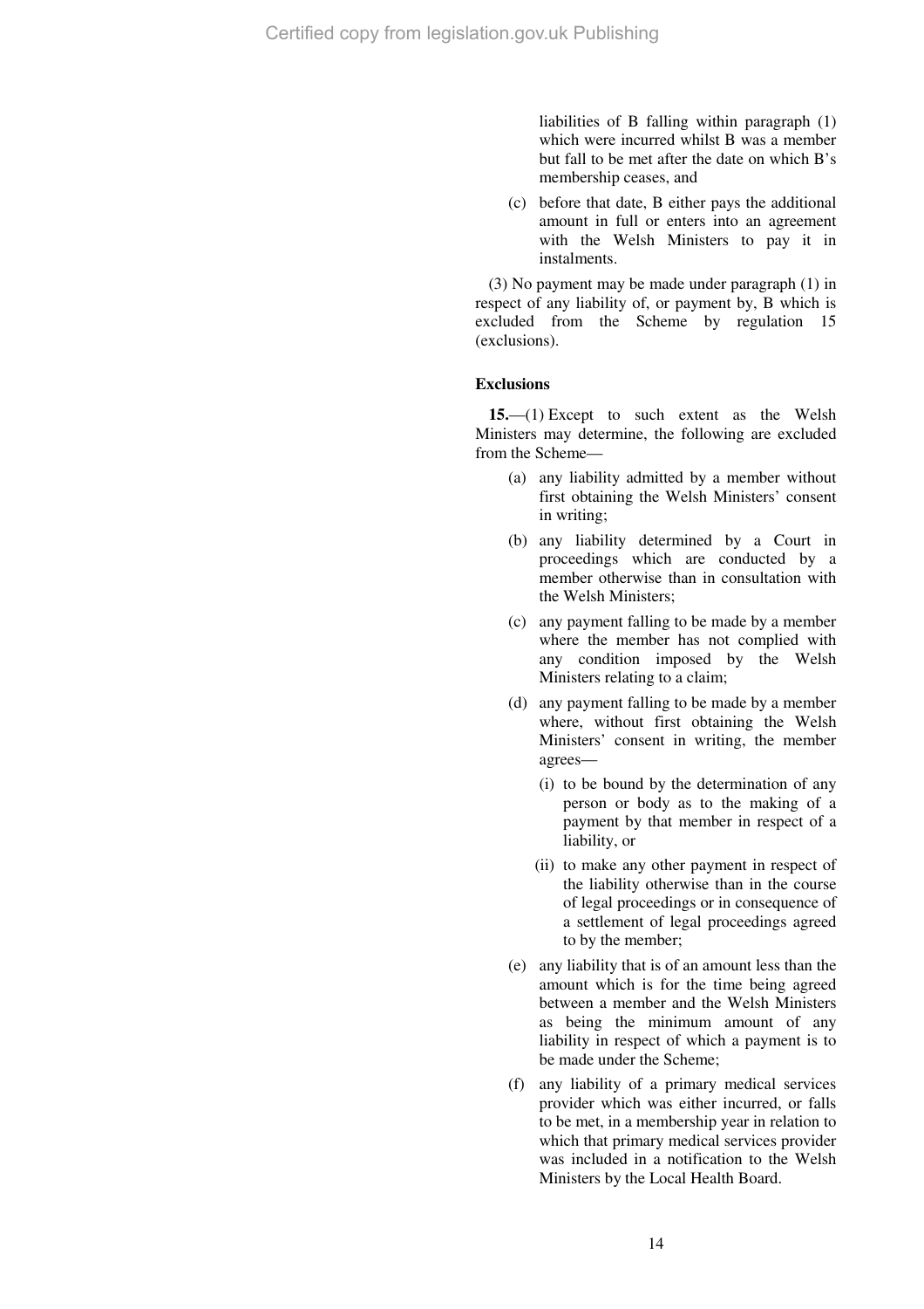liabilities of B falling within paragraph (1) which were incurred whilst B was a member but fall to be met after the date on which B's membership ceases, and

(c) before that date, B either pays the additional amount in full or enters into an agreement with the Welsh Ministers to pay it in instalments.

(3) No payment may be made under paragraph (1) in respect of any liability of, or payment by, B which is excluded from the Scheme by regulation 15 (exclusions).

**Exclusions**

**15.**—(1) Except to such extent as the Welsh Ministers may determine, the following are excluded from the Scheme—

(a) any liability admitted by a member without first obtaining the Welsh Ministers' consent in writing;

(b) any liability determined by a Court in proceedings which are conducted by a member otherwise than in consultation with the Welsh Ministers;

(c) any payment falling to be made by a member where the member has not complied with any condition imposed by the Welsh Ministers relating to a claim;

(d) any payment falling to be made by a member where, without first obtaining the Welsh Ministers' consent in writing, the member agrees—

(i) to be bound by the determination of any person or body as to the making of a payment by that member in respect of a liability, or

(ii) to make any other payment in respect of the liability otherwise than in the course of legal proceedings or in consequence of a settlement of legal proceedings agreed to by the member;

(e) any liability that is of an amount less than the amount which is for the time being agreed between a member and the Welsh Ministers as being the minimum amount of any liability in respect of which a payment is to be made under the Scheme;

(f) any liability of a primary medical services provider which was either incurred, or falls to be met, in a membership year in relation to which that primary medical services provider was included in a notification to the Welsh Ministers by the Local Health Board.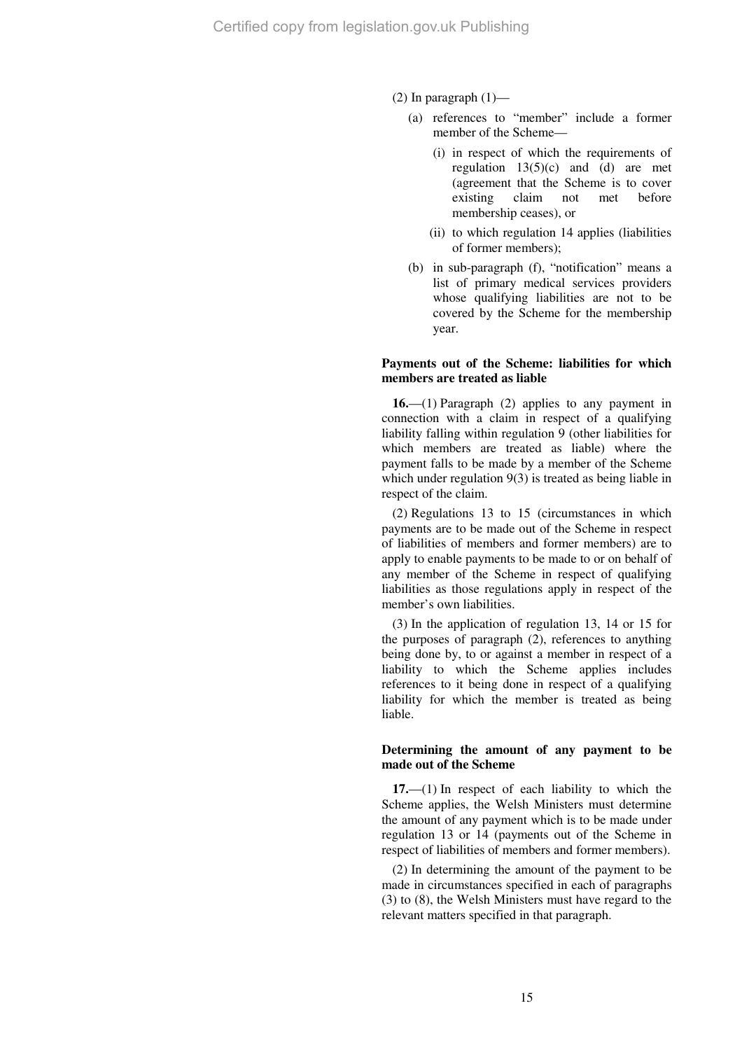(2) In paragraph (1)—

(a) references to "member" include a former member of the Scheme—

(i) in respect of which the requirements of regulation 13(5)(c) and (d) are met (agreement that the Scheme is to cover existing claim not met before membership ceases), or

(ii) to which regulation 14 applies (liabilities of former members);

(b) in sub-paragraph (f), "notification" means a list of primary medical services providers whose qualifying liabilities are not to be covered by the Scheme for the membership year.

**Payments out of the Scheme: liabilities for which members are treated as liable**

**16.**—(1) Paragraph (2) applies to any payment in connection with a claim in respect of a qualifying liability falling within regulation 9 (other liabilities for which members are treated as liable) where the payment falls to be made by a member of the Scheme which under regulation 9(3) is treated as being liable in respect of the claim.

(2) Regulations 13 to 15 (circumstances in which payments are to be made out of the Scheme in respect of liabilities of members and former members) are to apply to enable payments to be made to or on behalf of any member of the Scheme in respect of qualifying liabilities as those regulations apply in respect of the member's own liabilities.

(3) In the application of regulation 13, 14 or 15 for the purposes of paragraph (2), references to anything being done by, to or against a member in respect of a liability to which the Scheme applies includes references to it being done in respect of a qualifying liability for which the member is treated as being liable.

**Determining the amount of any payment to be made out of the Scheme**

**17.**—(1) In respect of each liability to which the Scheme applies, the Welsh Ministers must determine the amount of any payment which is to be made under regulation 13 or 14 (payments out of the Scheme in respect of liabilities of members and former members).

(2) In determining the amount of the payment to be made in circumstances specified in each of paragraphs (3) to (8), the Welsh Ministers must have regard to the relevant matters specified in that paragraph.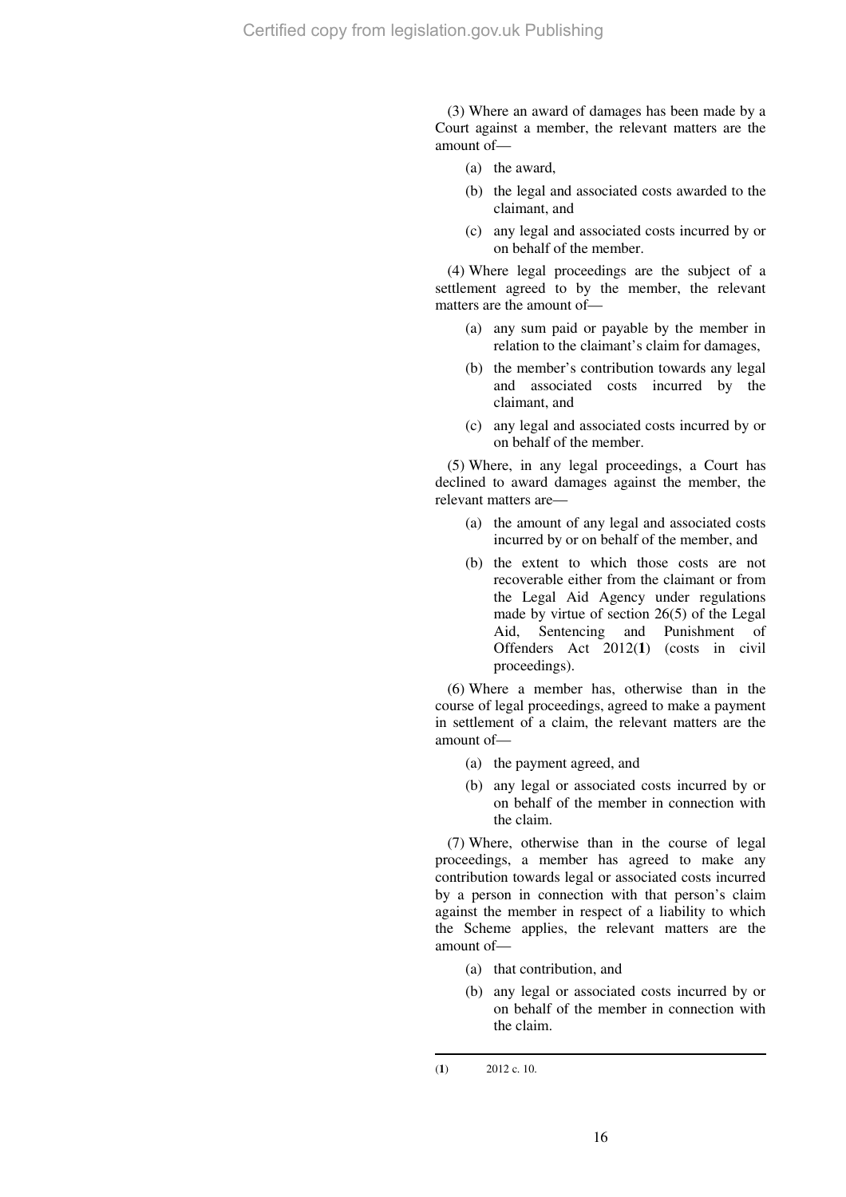(3) Where an award of damages has been made by a Court against a member, the relevant matters are the amount of—

(a) the award,

(b) the legal and associated costs awarded to the claimant, and

(c) any legal and associated costs incurred by or on behalf of the member.

(4) Where legal proceedings are the subject of a settlement agreed to by the member, the relevant matters are the amount of—

(a) any sum paid or payable by the member in relation to the claimant's claim for damages,

(b) the member's contribution towards any legal and associated costs incurred by the claimant, and

(c) any legal and associated costs incurred by or on behalf of the member.

(5) Where, in any legal proceedings, a Court has declined to award damages against the member, the relevant matters are—

(a) the amount of any legal and associated costs incurred by or on behalf of the member, and

(b) the extent to which those costs are not recoverable either from the claimant or from the Legal Aid Agency under regulations made by virtue of section 26(5) of the Legal Aid, Sentencing and Punishment of Offenders Act 2012([1]) (costs in civil proceedings).

(6) Where a member has, otherwise than in the course of legal proceedings, agreed to make a payment in settlement of a claim, the relevant matters are the amount of—

(a) the payment agreed, and

(b) any legal or associated costs incurred by or on behalf of the member in connection with the claim.

(7) Where, otherwise than in the course of legal proceedings, a member has agreed to make any contribution towards legal or associated costs incurred by a person in connection with that person's claim against the member in respect of a liability to which the Scheme applies, the relevant matters are the amount of—

(a) that contribution, and

(b) any legal or associated costs incurred by or on behalf of the member in connection with the claim.

---

([1]) 2012 c. 10.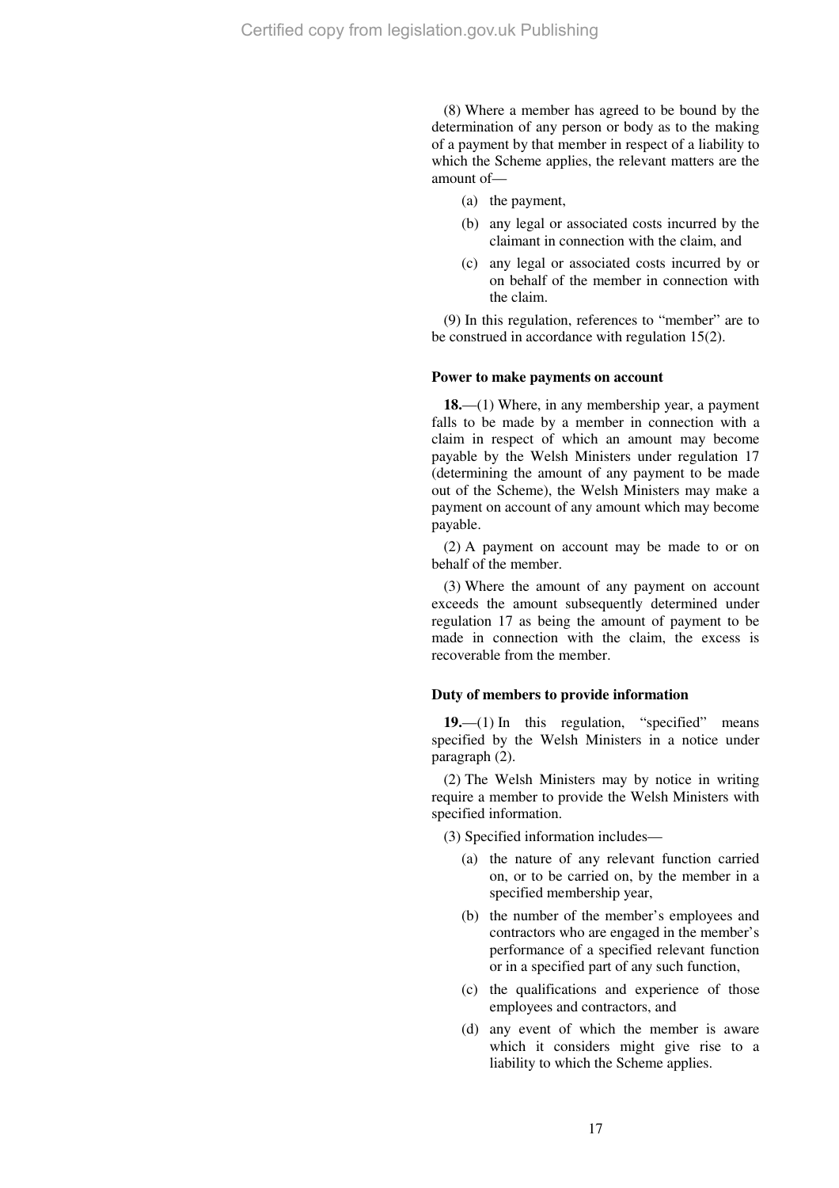(8) Where a member has agreed to be bound by the determination of any person or body as to the making of a payment by that member in respect of a liability to which the Scheme applies, the relevant matters are the amount of—

(a) the payment,

(b) any legal or associated costs incurred by the claimant in connection with the claim, and

(c) any legal or associated costs incurred by or on behalf of the member in connection with the claim.

(9) In this regulation, references to "member" are to be construed in accordance with regulation 15(2).

**Power to make payments on account**

**18.**—(1) Where, in any membership year, a payment falls to be made by a member in connection with a claim in respect of which an amount may become payable by the Welsh Ministers under regulation 17 (determining the amount of any payment to be made out of the Scheme), the Welsh Ministers may make a payment on account of any amount which may become payable.

(2) A payment on account may be made to or on behalf of the member.

(3) Where the amount of any payment on account exceeds the amount subsequently determined under regulation 17 as being the amount of payment to be made in connection with the claim, the excess is recoverable from the member.

**Duty of members to provide information**

**19.**—(1) In this regulation, "specified" means specified by the Welsh Ministers in a notice under paragraph (2).

(2) The Welsh Ministers may by notice in writing require a member to provide the Welsh Ministers with specified information.

(3) Specified information includes—

(a) the nature of any relevant function carried on, or to be carried on, by the member in a specified membership year,

(b) the number of the member's employees and contractors who are engaged in the member's performance of a specified relevant function or in a specified part of any such function,

(c) the qualifications and experience of those employees and contractors, and

(d) any event of which the member is aware which it considers might give rise to a liability to which the Scheme applies.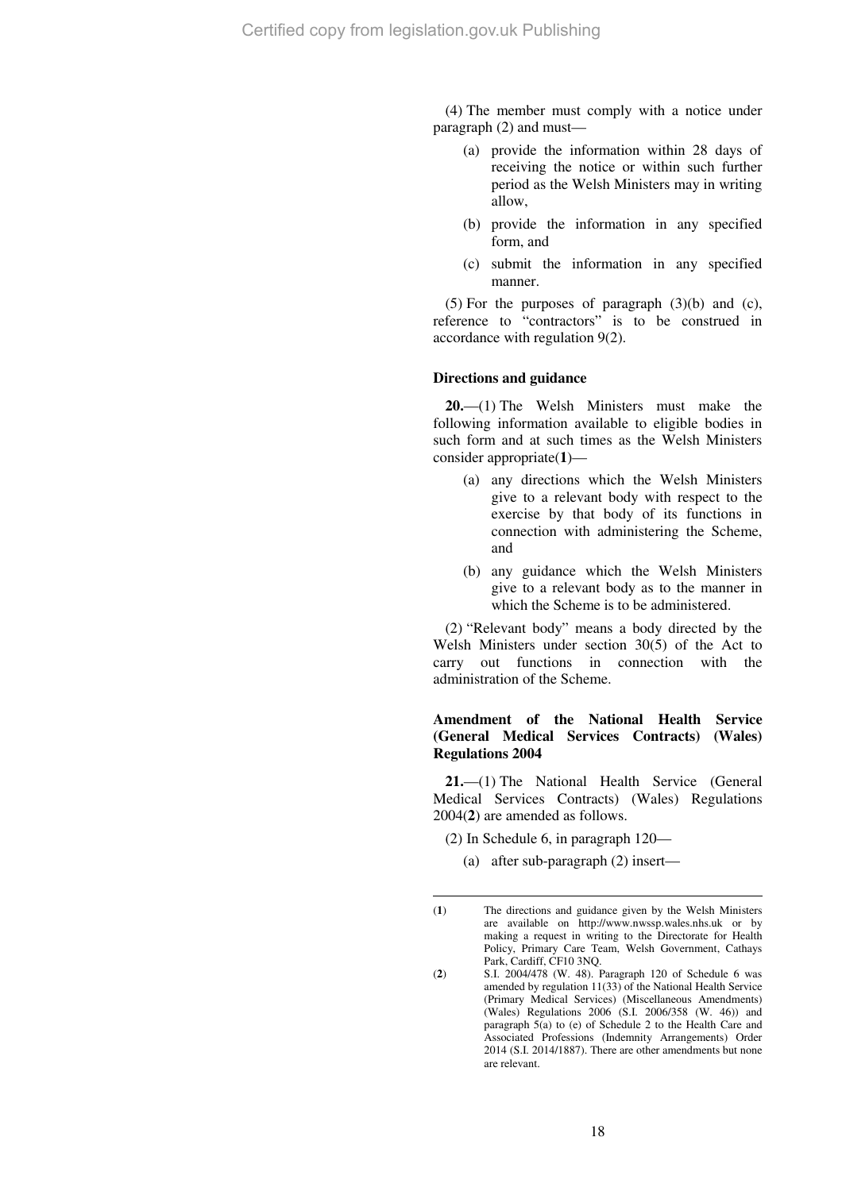(4) The member must comply with a notice under paragraph (2) and must—

(a) provide the information within 28 days of receiving the notice or within such further period as the Welsh Ministers may in writing allow,

(b) provide the information in any specified form, and

(c) submit the information in any specified manner.

(5) For the purposes of paragraph (3)(b) and (c), reference to "contractors" is to be construed in accordance with regulation 9(2).

**Directions and guidance**

**20.**—(1) The Welsh Ministers must make the following information available to eligible bodies in such form and at such times as the Welsh Ministers consider appropriate([1])—

(a) any directions which the Welsh Ministers give to a relevant body with respect to the exercise by that body of its functions in connection with administering the Scheme, and

(b) any guidance which the Welsh Ministers give to a relevant body as to the manner in which the Scheme is to be administered.

(2) "Relevant body" means a body directed by the Welsh Ministers under section 30(5) of the Act to carry out functions in connection with the administration of the Scheme.

**Amendment of the National Health Service (General Medical Services Contracts) (Wales) Regulations 2004**

**21.**—(1) The National Health Service (General Medical Services Contracts) (Wales) Regulations 2004([2]) are amended as follows.

(2) In Schedule 6, in paragraph 120—

(a) after sub-paragraph (2) insert—

---

([1]) The directions and guidance given by the Welsh Ministers are available on http://www.nwssp.wales.nhs.uk or by making a request in writing to the Directorate for Health Policy, Primary Care Team, Welsh Government, Cathays Park, Cardiff, CF10 3NQ.

([2]) S.I. 2004/478 (W. 48). Paragraph 120 of Schedule 6 was amended by regulation 11(33) of the National Health Service (Primary Medical Services) (Miscellaneous Amendments) (Wales) Regulations 2006 (S.I. 2006/358 (W. 46)) and paragraph 5(a) to (e) of Schedule 2 to the Health Care and Associated Professions (Indemnity Arrangements) Order 2014 (S.I. 2014/1887). There are other amendments but none are relevant.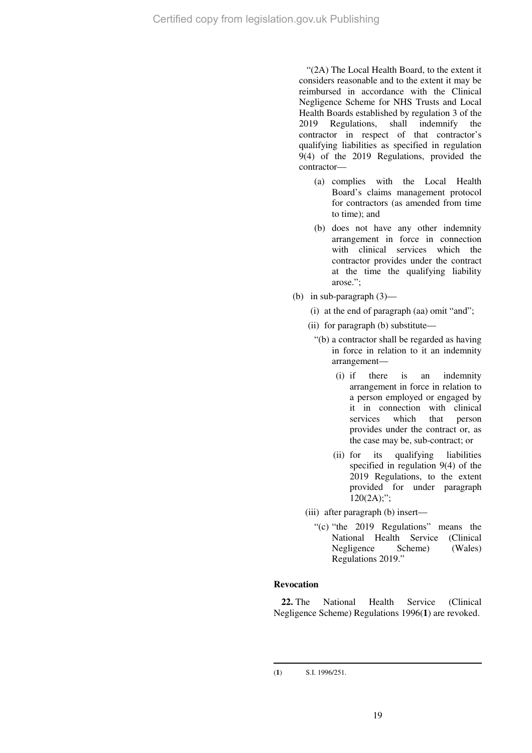"(2A) The Local Health Board, to the extent it considers reasonable and to the extent it may be reimbursed in accordance with the Clinical Negligence Scheme for NHS Trusts and Local Health Boards established by regulation 3 of the 2019 Regulations, shall indemnify the contractor in respect of that contractor's qualifying liabilities as specified in regulation 9(4) of the 2019 Regulations, provided the contractor—

(a) complies with the Local Health Board's claims management protocol for contractors (as amended from time to time); and

(b) does not have any other indemnity arrangement in force in connection with clinical services which the contractor provides under the contract at the time the qualifying liability arose.";

(b) in sub-paragraph (3)—

(i) at the end of paragraph (aa) omit "and";

(ii) for paragraph (b) substitute—

"(b) a contractor shall be regarded as having in force in relation to it an indemnity arrangement—

(i) if there is an indemnity arrangement in force in relation to a person employed or engaged by it in connection with clinical services which that person provides under the contract or, as the case may be, sub-contract; or

(ii) for its qualifying liabilities specified in regulation 9(4) of the 2019 Regulations, to the extent provided for under paragraph 120(2A);";

(iii) after paragraph (b) insert—

"(c) "the 2019 Regulations" means the National Health Service (Clinical Negligence Scheme) (Wales) Regulations 2019."

### Revocation

**22.** The National Health Service (Clinical Negligence Scheme) Regulations 1996([1]) are revoked.

([1]) S.I. 1996/251.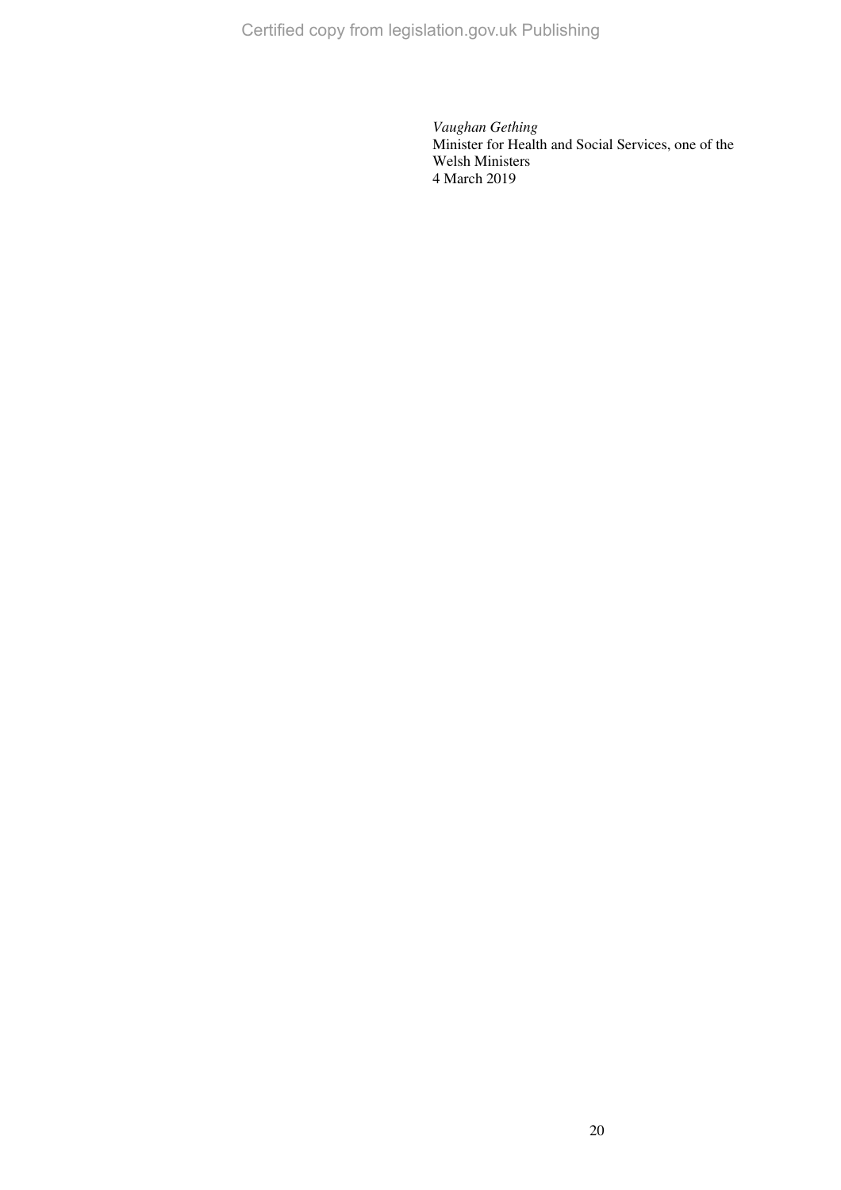*Vaughan Gething*
Minister for Health and Social Services, one of the Welsh Ministers
4 March 2019